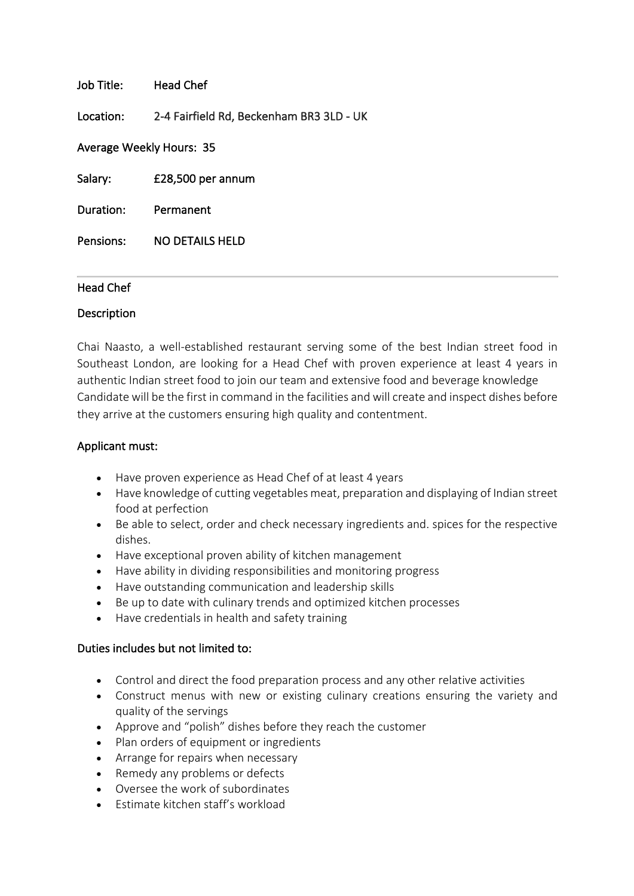**Job Title:** Head Chef

**Location:** 2-4 Fairfield Rd, Beckenham BR3 3LD - UK

**Average Weekly Hours:** 35

**Salary:** £28,500 per annum

**Duration:** Permanent

**Pensions:** NO DETAILS HELD

---

## Head Chef

### Description

Chai Naasto, a well-established restaurant serving some of the best Indian street food in Southeast London, are looking for a Head Chef with proven experience at least 4 years in authentic Indian street food to join our team and extensive food and beverage knowledge Candidate will be the first in command in the facilities and will create and inspect dishes before they arrive at the customers ensuring high quality and contentment.

### Applicant must:

- Have proven experience as Head Chef of at least 4 years
- Have knowledge of cutting vegetables meat, preparation and displaying of Indian street food at perfection
- Be able to select, order and check necessary ingredients and. spices for the respective dishes.
- Have exceptional proven ability of kitchen management
- Have ability in dividing responsibilities and monitoring progress
- Have outstanding communication and leadership skills
- Be up to date with culinary trends and optimized kitchen processes
- Have credentials in health and safety training

### Duties includes but not limited to:

- Control and direct the food preparation process and any other relative activities
- Construct menus with new or existing culinary creations ensuring the variety and quality of the servings
- Approve and "polish" dishes before they reach the customer
- Plan orders of equipment or ingredients
- Arrange for repairs when necessary
- Remedy any problems or defects
- Oversee the work of subordinates
- Estimate kitchen staff's workload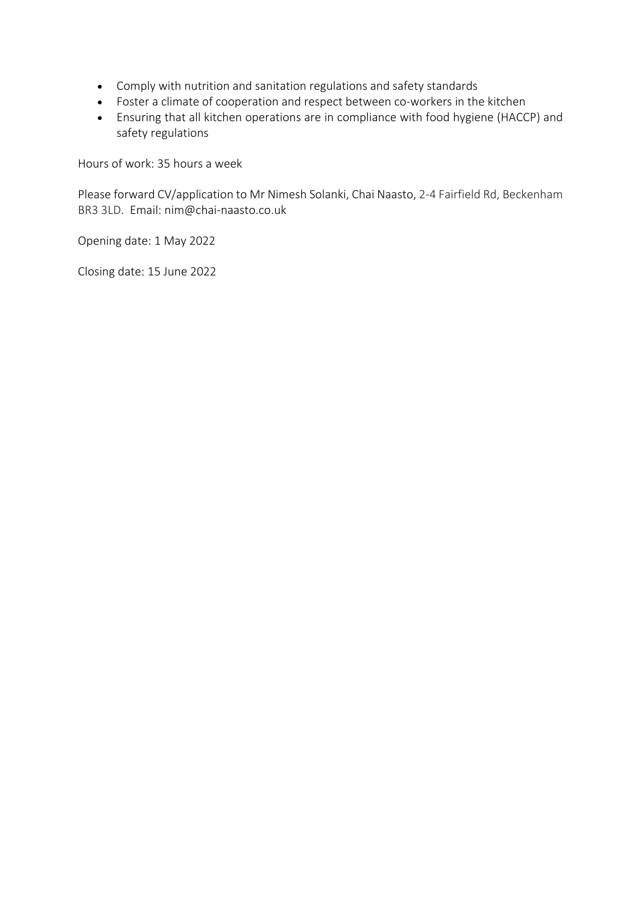- Comply with nutrition and sanitation regulations and safety standards
- Foster a climate of cooperation and respect between co-workers in the kitchen
- Ensuring that all kitchen operations are in compliance with food hygiene (HACCP) and safety regulations

Hours of work: 35 hours a week

Please forward CV/application to Mr Nimesh Solanki, Chai Naasto, 2-4 Fairfield Rd, Beckenham BR3 3LD. Email: nim@chai-naasto.co.uk

Opening date: 1 May 2022

Closing date: 15 June 2022